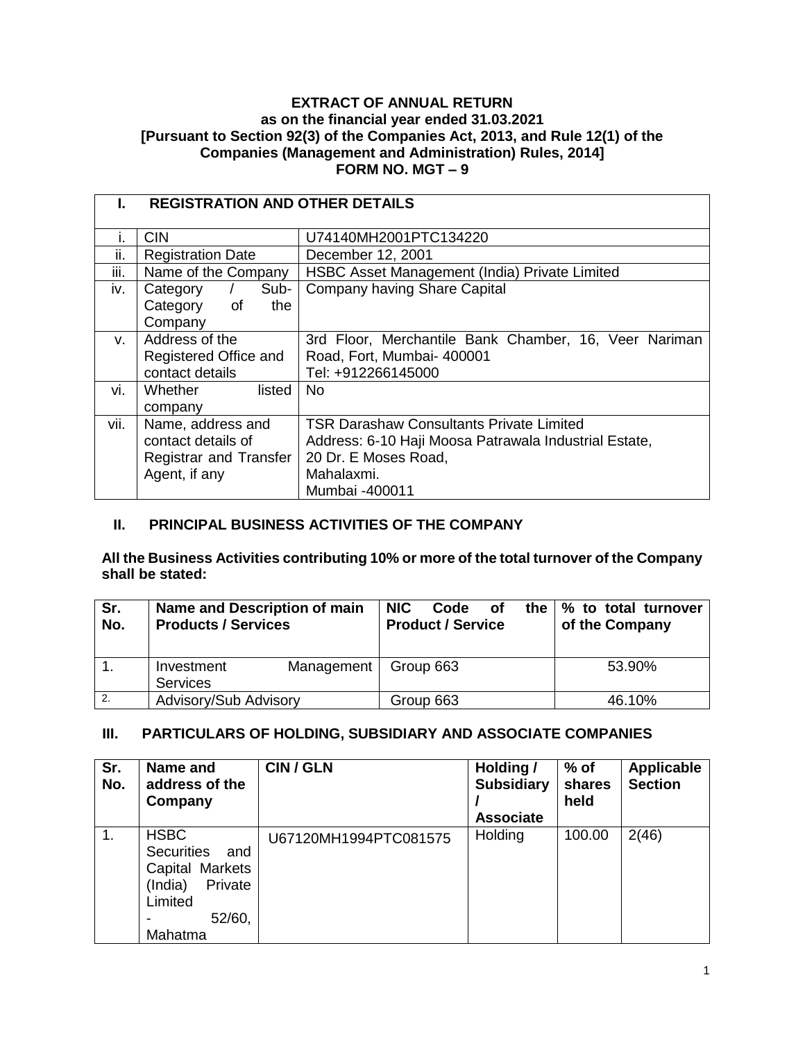**EXTRACT OF ANNUAL RETURN**
**as on the financial year ended 31.03.2021**
**[Pursuant to Section 92(3) of the Companies Act, 2013, and Rule 12(1) of the Companies (Management and Administration) Rules, 2014]**
**FORM NO. MGT – 9**

| **I.** | **REGISTRATION AND OTHER DETAILS** | |
|---|---|---|
| i. | CIN | U74140MH2001PTC134220 |
| ii. | Registration Date | December 12, 2001 |
| iii. | Name of the Company | HSBC Asset Management (India) Private Limited |
| iv. | Category / Sub-Category of the Company | Company having Share Capital |
| v. | Address of the Registered Office and contact details | 3rd Floor, Merchantile Bank Chamber, 16, Veer Nariman Road, Fort, Mumbai- 400001<br>Tel: +912266145000 |
| vi. | Whether listed company | No |
| vii. | Name, address and contact details of Registrar and Transfer Agent, if any | TSR Darashaw Consultants Private Limited<br>Address: 6-10 Haji Moosa Patrawala Industrial Estate,<br>20 Dr. E Moses Road,<br>Mahalaxmi.<br>Mumbai -400011 |

## II. PRINCIPAL BUSINESS ACTIVITIES OF THE COMPANY

**All the Business Activities contributing 10% or more of the total turnover of the Company shall be stated:**

| Sr. No. | Name and Description of main Products / Services | NIC Code of the Product / Service | % to total turnover of the Company |
|---|---|---|---|
| 1. | Investment Management Services | Group 663 | 53.90% |
| 2. | Advisory/Sub Advisory | Group 663 | 46.10% |

## III. PARTICULARS OF HOLDING, SUBSIDIARY AND ASSOCIATE COMPANIES

| Sr. No. | Name and address of the Company | CIN / GLN | Holding / Subsidiary / Associate | % of shares held | Applicable Section |
|---|---|---|---|---|---|
| 1. | HSBC Securities and Capital Markets (India) Private Limited - 52/60, Mahatma | U67120MH1994PTC081575 | Holding | 100.00 | 2(46) |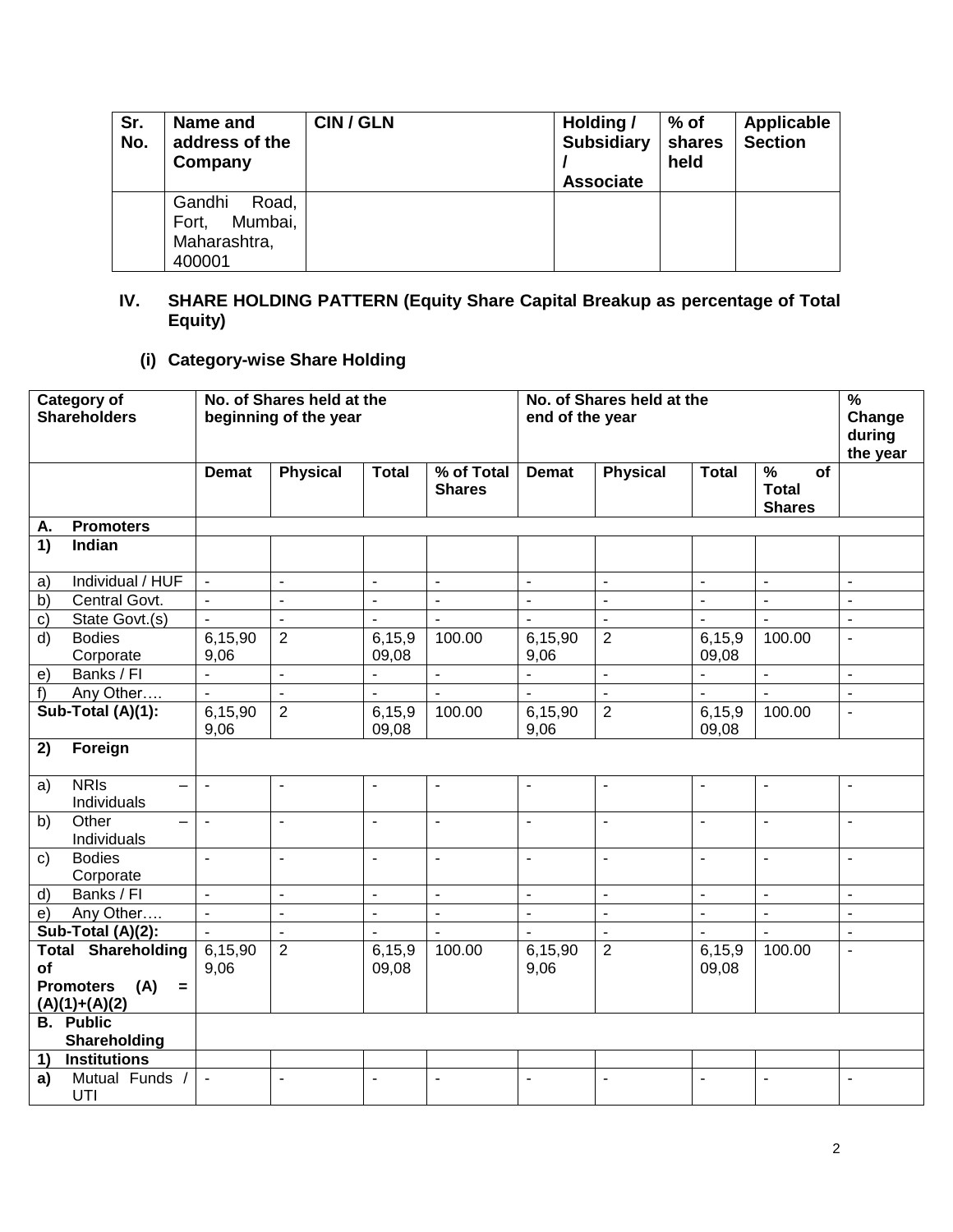| Sr. No. | Name and address of the Company | CIN / GLN | Holding / Subsidiary / Associate | % of shares held | Applicable Section |
|---|---|---|---|---|---|
| | Gandhi Road, Fort, Mumbai, Maharashtra, 400001 | | | | |

## IV. SHARE HOLDING PATTERN (Equity Share Capital Breakup as percentage of Total Equity)

### (i) Category-wise Share Holding

| Category of Shareholders | No. of Shares held at the beginning of the year | | | | No. of Shares held at the end of the year | | | | % Change during the year |
|---|---|---|---|---|---|---|---|---|---|
| | Demat | Physical | Total | % of Total Shares | Demat | Physical | Total | % of Total Shares | |
| **A. Promoters** | | | | | | | | | |
| **1) Indian** | | | | | | | | | |
| a) Individual / HUF | - | - | - | - | - | - | - | - | - |
| b) Central Govt. | - | - | - | - | - | - | - | - | - |
| c) State Govt.(s) | - | - | - | - | - | - | - | - | - |
| d) Bodies Corporate | 6,15,909,06 | 2 | 6,15,909,08 | 100.00 | 6,15,909,06 | 2 | 6,15,909,08 | 100.00 | - |
| e) Banks / FI | - | - | - | - | - | - | - | - | - |
| f) Any Other…. | - | - | - | - | - | - | - | - | - |
| **Sub-Total (A)(1):** | 6,15,909,06 | 2 | 6,15,909,08 | 100.00 | 6,15,909,06 | 2 | 6,15,909,08 | 100.00 | - |
| **2) Foreign** | | | | | | | | | |
| a) NRIs – Individuals | - | - | - | - | - | - | - | - | - |
| b) Other – Individuals | - | - | - | - | - | - | - | - | - |
| c) Bodies Corporate | - | - | - | - | - | - | - | - | - |
| d) Banks / FI | - | - | - | - | - | - | - | - | - |
| e) Any Other…. | - | - | - | - | - | - | - | - | - |
| **Sub-Total (A)(2):** | - | - | - | - | - | - | - | - | - |
| **Total Shareholding of Promoters (A) = (A)(1)+(A)(2)** | 6,15,909,06 | 2 | 6,15,909,08 | 100.00 | 6,15,909,06 | 2 | 6,15,909,08 | 100.00 | - |
| **B. Public Shareholding** | | | | | | | | | |
| **1) Institutions** | | | | | | | | | |
| **a)** Mutual Funds / UTI | - | - | - | - | - | - | - | - | - |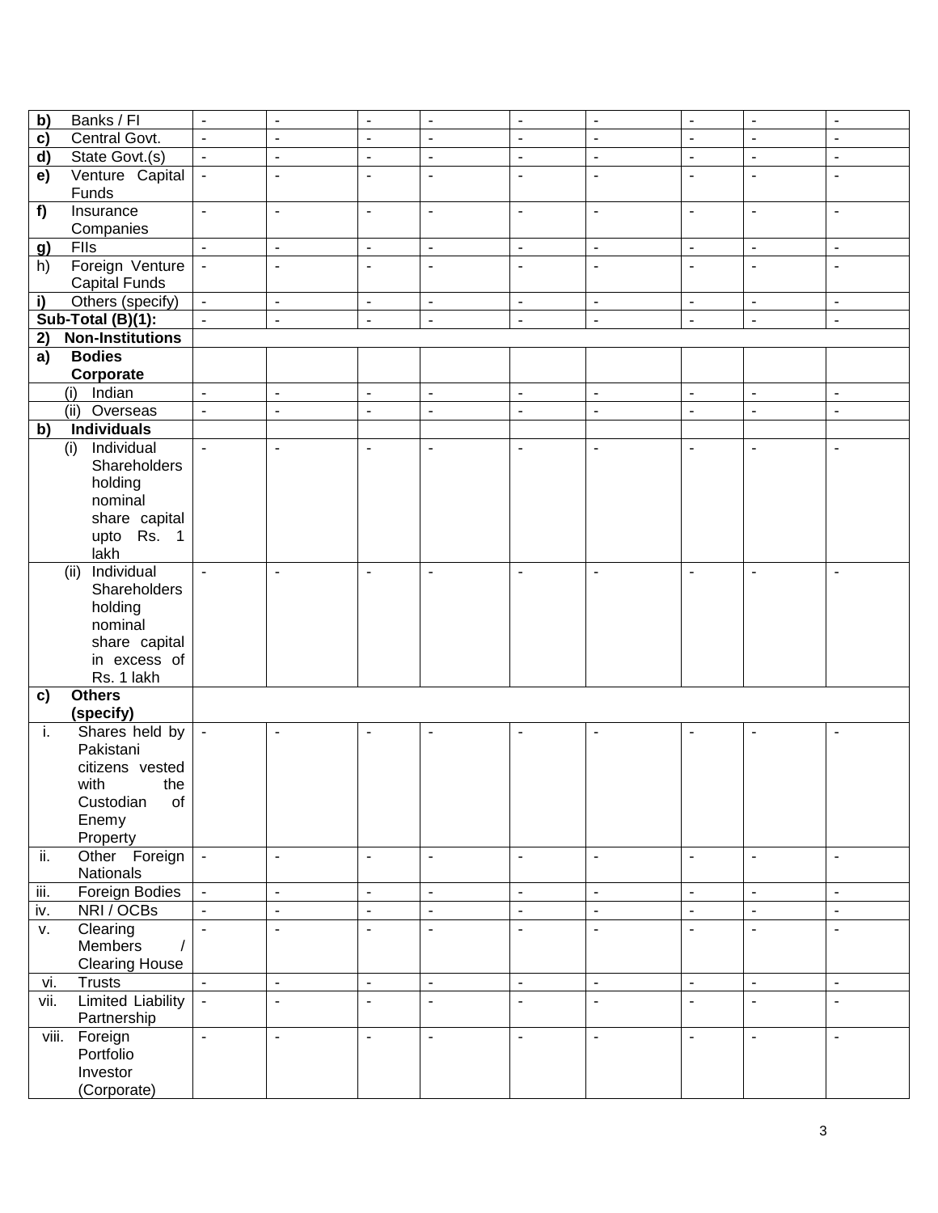| | | | | | | | | | |
|---|---|---|---|---|---|---|---|---|---|
| **b)** Banks / FI | - | - | - | - | - | - | - | - | - |
| **c)** Central Govt. | - | - | - | - | - | - | - | - | - |
| **d)** State Govt.(s) | - | - | - | - | - | - | - | - | - |
| **e)** Venture Capital Funds | - | - | - | - | - | - | - | - | - |
| **f)** Insurance Companies | - | - | - | - | - | - | - | - | - |
| **g)** FIIs | - | - | - | - | - | - | - | - | - |
| h) Foreign Venture Capital Funds | - | - | - | - | - | - | - | - | - |
| **i)** Others (specify) | - | - | - | - | - | - | - | - | - |
| **Sub-Total (B)(1):** | - | - | - | - | - | - | - | - | - |
| **2) Non-Institutions** | | | | | | | | | |
| **a) Bodies Corporate** | | | | | | | | | |
| (i) Indian | - | - | - | - | - | - | - | - | - |
| (ii) Overseas | - | - | - | - | - | - | - | - | - |
| **b) Individuals** | | | | | | | | | |
| (i) Individual Shareholders holding nominal share capital upto Rs. 1 lakh | - | - | - | - | - | - | - | - | - |
| (ii) Individual Shareholders holding nominal share capital in excess of Rs. 1 lakh | - | - | - | - | - | - | - | - | - |
| **c) Others (specify)** | | | | | | | | | |
| i. Shares held by Pakistani citizens vested with the Custodian of Enemy Property | - | - | - | - | - | - | - | - | - |
| ii. Other Foreign Nationals | - | - | - | - | - | - | - | - | - |
| iii. Foreign Bodies | - | - | - | - | - | - | - | - | - |
| iv. NRI / OCBs | - | - | - | - | - | - | - | - | - |
| v. Clearing Members / Clearing House | - | - | - | - | - | - | - | - | - |
| vi. Trusts | - | - | - | - | - | - | - | - | - |
| vii. Limited Liability Partnership | - | - | - | - | - | - | - | - | - |
| viii. Foreign Portfolio Investor (Corporate) | - | - | - | - | - | - | - | - | - |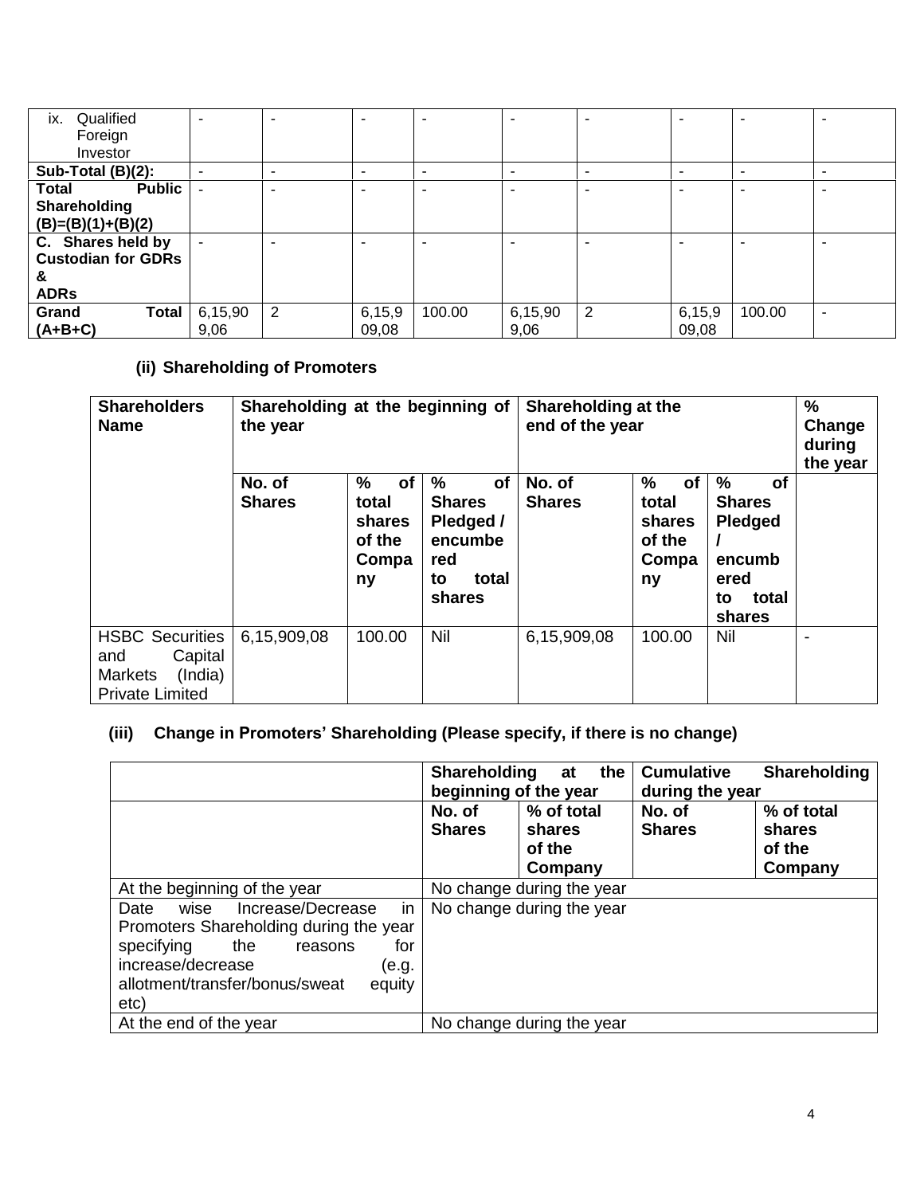| ix. Qualified Foreign Investor | - | - | - | - | - | - | - | - | - |
|---|---|---|---|---|---|---|---|---|---|
| **Sub-Total (B)(2):** | - | - | - | - | - | - | - | - | - |
| **Total Public Shareholding (B)=(B)(1)+(B)(2)** | - | - | - | - | - | - | - | - | - |
| **C. Shares held by Custodian for GDRs & ADRs** | - | - | - | - | - | - | - | - | - |
| **Grand Total (A+B+C)** | 6,15,909,06 | 2 | 6,15,909,08 | 100.00 | 6,15,909,06 | 2 | 6,15,909,08 | 100.00 | - |

### (ii) Shareholding of Promoters

| **Shareholders Name** | **Shareholding at the beginning of the year** | | | **Shareholding at the end of the year** | | | **% Change during the year** |
|---|---|---|---|---|---|---|---|
| | **No. of Shares** | **% of total shares of the Company** | **% of Shares Pledged / encumbered to total shares** | **No. of Shares** | **% of total shares of the Company** | **% of Shares Pledged / encumbered to total shares** | |
| HSBC Securities and Capital Markets (India) Private Limited | 6,15,909,08 | 100.00 | Nil | 6,15,909,08 | 100.00 | Nil | - |

### (iii) Change in Promoters' Shareholding (Please specify, if there is no change)

| | **Shareholding at the beginning of the year** | | **Cumulative Shareholding during the year** | |
|---|---|---|---|---|
| | **No. of Shares** | **% of total shares of the Company** | **No. of Shares** | **% of total shares of the Company** |
| At the beginning of the year | No change during the year | | | |
| Date wise Increase/Decrease in Promoters Shareholding during the year specifying the reasons for increase/decrease (e.g. allotment/transfer/bonus/sweat equity etc) | No change during the year | | | |
| At the end of the year | No change during the year | | | |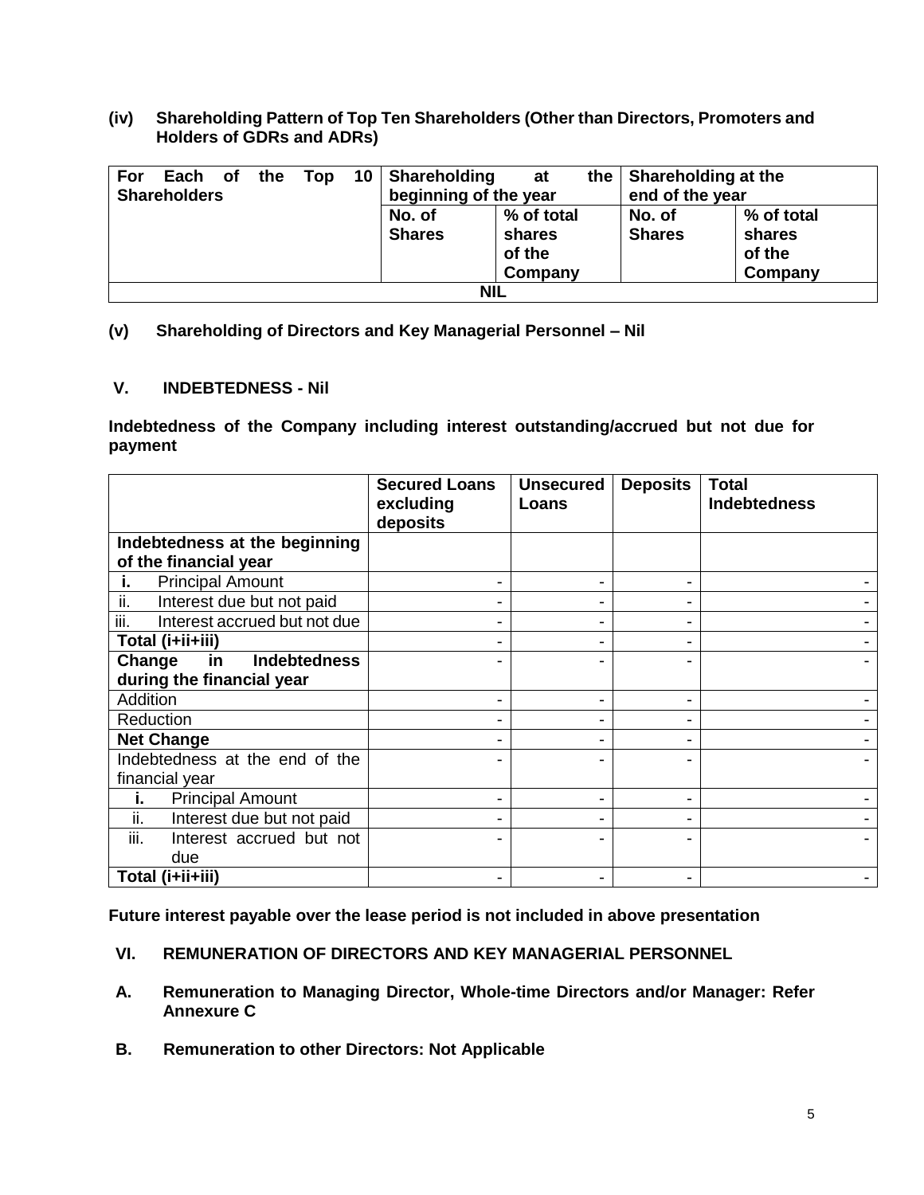**(iv) Shareholding Pattern of Top Ten Shareholders (Other than Directors, Promoters and Holders of GDRs and ADRs)**

| For Each of the Top 10 Shareholders | Shareholding at the beginning of the year | | Shareholding at the end of the year | |
|---|---|---|---|---|
| | No. of Shares | % of total shares of the Company | No. of Shares | % of total shares of the Company |
| NIL | | | | |

**(v) Shareholding of Directors and Key Managerial Personnel – Nil**

## V. INDEBTEDNESS - Nil

**Indebtedness of the Company including interest outstanding/accrued but not due for payment**

| | Secured Loans excluding deposits | Unsecured Loans | Deposits | Total Indebtedness |
|---|---|---|---|---|
| **Indebtedness at the beginning of the financial year** | | | | |
| **i.** Principal Amount | - | - | - | - |
| ii. Interest due but not paid | - | - | - | - |
| iii. Interest accrued but not due | - | - | - | - |
| **Total (i+ii+iii)** | - | - | - | - |
| **Change in Indebtedness during the financial year** | - | - | - | - |
| Addition | - | - | - | - |
| Reduction | - | - | - | - |
| **Net Change** | - | - | - | - |
| Indebtedness at the end of the financial year | - | - | - | - |
| **i.** Principal Amount | - | - | - | - |
| ii. Interest due but not paid | - | - | - | - |
| iii. Interest accrued but not due | - | - | - | - |
| **Total (i+ii+iii)** | - | - | - | - |

**Future interest payable over the lease period is not included in above presentation**

## VI. REMUNERATION OF DIRECTORS AND KEY MANAGERIAL PERSONNEL

**A. Remuneration to Managing Director, Whole-time Directors and/or Manager: Refer Annexure C**

**B. Remuneration to other Directors: Not Applicable**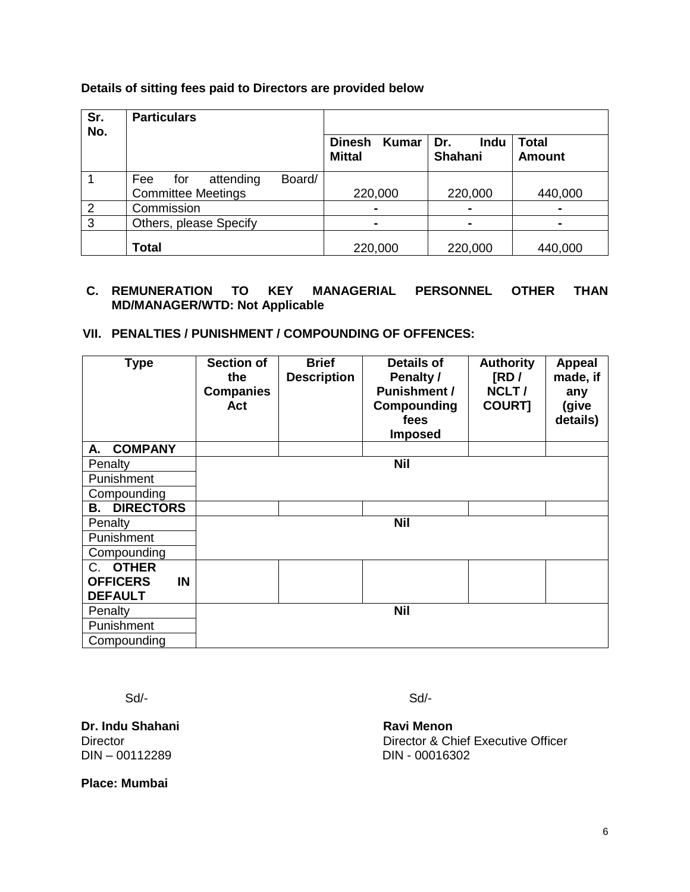**Details of sitting fees paid to Directors are provided below**

| Sr. No. | Particulars | Dinesh Kumar Mittal | Dr. Indu Shahani | Total Amount |
|---|---|---|---|---|
| 1 | Fee for attending Board/ Committee Meetings | 220,000 | 220,000 | 440,000 |
| 2 | Commission | - | - | - |
| 3 | Others, please Specify | - | - | - |
| | **Total** | 220,000 | 220,000 | 440,000 |

**C. REMUNERATION TO KEY MANAGERIAL PERSONNEL OTHER THAN MD/MANAGER/WTD: Not Applicable**

## VII. PENALTIES / PUNISHMENT / COMPOUNDING OF OFFENCES:

| Type | Section of the Companies Act | Brief Description | Details of Penalty / Punishment / Compounding fees Imposed | Authority [RD / NCLT / COURT] | Appeal made, if any (give details) |
|---|---|---|---|---|---|
| **A. COMPANY** | | | | | |
| Penalty | | | **Nil** | | |
| Punishment | | | | | |
| Compounding | | | | | |
| **B. DIRECTORS** | | | | | |
| Penalty | | | **Nil** | | |
| Punishment | | | | | |
| Compounding | | | | | |
| C. **OTHER OFFICERS IN DEFAULT** | | | | | |
| Penalty | | | **Nil** | | |
| Punishment | | | | | |
| Compounding | | | | | |

Sd/-

**Dr. Indu Shahani**
Director
DIN – 00112289

Sd/-

**Ravi Menon**
Director & Chief Executive Officer
DIN - 00016302

**Place: Mumbai**